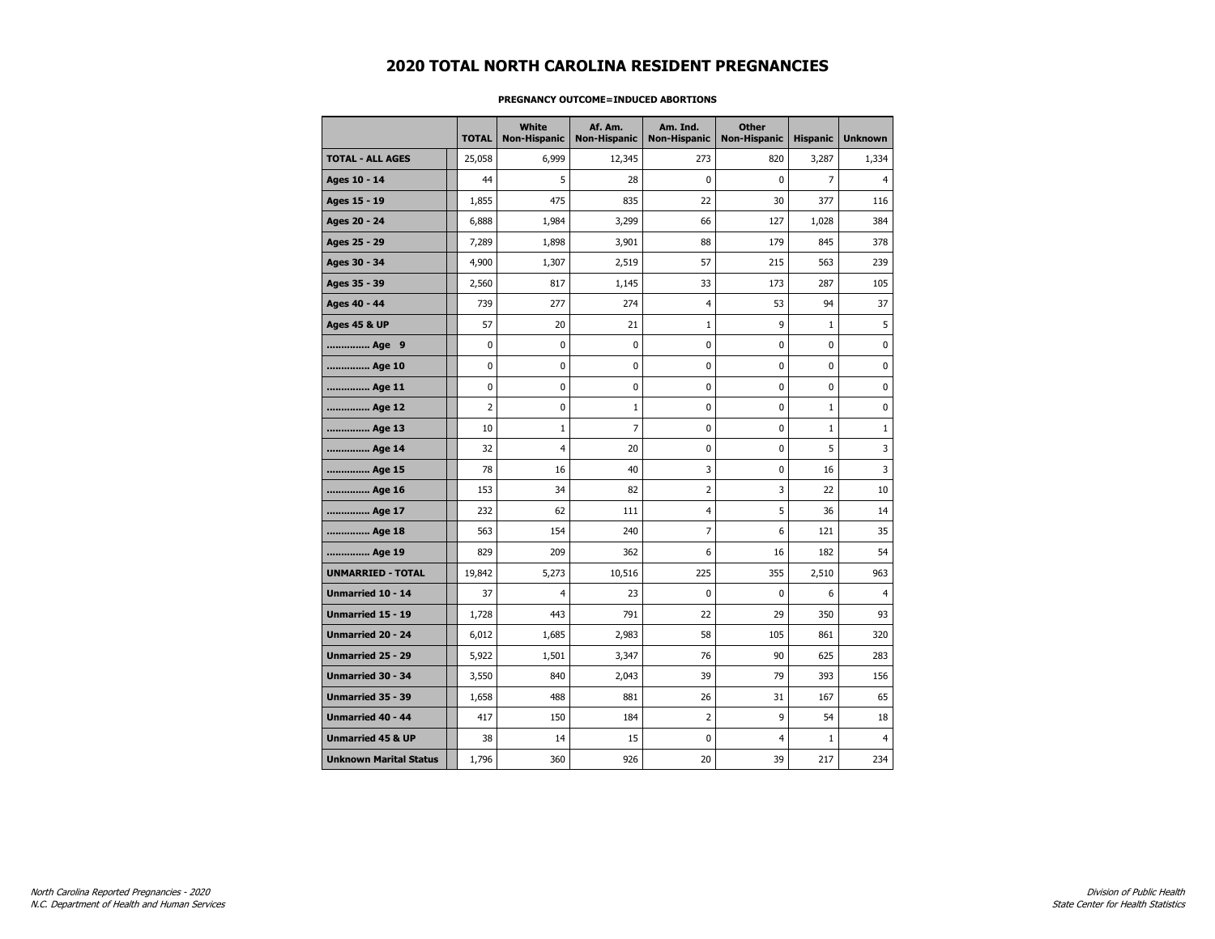# 2020 TOTAL NORTH CAROLINA RESIDENT PREGNANCIES

**PREGNANCY OUTCOME=INDUCED ABORTIONS**

| | TOTAL | White Non-Hispanic | Af. Am. Non-Hispanic | Am. Ind. Non-Hispanic | Other Non-Hispanic | Hispanic | Unknown |
|---|---|---|---|---|---|---|---|
| **TOTAL - ALL AGES** | 25,058 | 6,999 | 12,345 | 273 | 820 | 3,287 | 1,334 |
| **Ages 10 - 14** | 44 | 5 | 28 | 0 | 0 | 7 | 4 |
| **Ages 15 - 19** | 1,855 | 475 | 835 | 22 | 30 | 377 | 116 |
| **Ages 20 - 24** | 6,888 | 1,984 | 3,299 | 66 | 127 | 1,028 | 384 |
| **Ages 25 - 29** | 7,289 | 1,898 | 3,901 | 88 | 179 | 845 | 378 |
| **Ages 30 - 34** | 4,900 | 1,307 | 2,519 | 57 | 215 | 563 | 239 |
| **Ages 35 - 39** | 2,560 | 817 | 1,145 | 33 | 173 | 287 | 105 |
| **Ages 40 - 44** | 739 | 277 | 274 | 4 | 53 | 94 | 37 |
| **Ages 45 & UP** | 57 | 20 | 21 | 1 | 9 | 1 | 5 |
| **.............. Age 9** | 0 | 0 | 0 | 0 | 0 | 0 | 0 |
| **.............. Age 10** | 0 | 0 | 0 | 0 | 0 | 0 | 0 |
| **.............. Age 11** | 0 | 0 | 0 | 0 | 0 | 0 | 0 |
| **.............. Age 12** | 2 | 0 | 1 | 0 | 0 | 1 | 0 |
| **.............. Age 13** | 10 | 1 | 7 | 0 | 0 | 1 | 1 |
| **.............. Age 14** | 32 | 4 | 20 | 0 | 0 | 5 | 3 |
| **.............. Age 15** | 78 | 16 | 40 | 3 | 0 | 16 | 3 |
| **.............. Age 16** | 153 | 34 | 82 | 2 | 3 | 22 | 10 |
| **.............. Age 17** | 232 | 62 | 111 | 4 | 5 | 36 | 14 |
| **.............. Age 18** | 563 | 154 | 240 | 7 | 6 | 121 | 35 |
| **.............. Age 19** | 829 | 209 | 362 | 6 | 16 | 182 | 54 |
| **UNMARRIED - TOTAL** | 19,842 | 5,273 | 10,516 | 225 | 355 | 2,510 | 963 |
| **Unmarried 10 - 14** | 37 | 4 | 23 | 0 | 0 | 6 | 4 |
| **Unmarried 15 - 19** | 1,728 | 443 | 791 | 22 | 29 | 350 | 93 |
| **Unmarried 20 - 24** | 6,012 | 1,685 | 2,983 | 58 | 105 | 861 | 320 |
| **Unmarried 25 - 29** | 5,922 | 1,501 | 3,347 | 76 | 90 | 625 | 283 |
| **Unmarried 30 - 34** | 3,550 | 840 | 2,043 | 39 | 79 | 393 | 156 |
| **Unmarried 35 - 39** | 1,658 | 488 | 881 | 26 | 31 | 167 | 65 |
| **Unmarried 40 - 44** | 417 | 150 | 184 | 2 | 9 | 54 | 18 |
| **Unmarried 45 & UP** | 38 | 14 | 15 | 0 | 4 | 1 | 4 |
| **Unknown Marital Status** | 1,796 | 360 | 926 | 20 | 39 | 217 | 234 |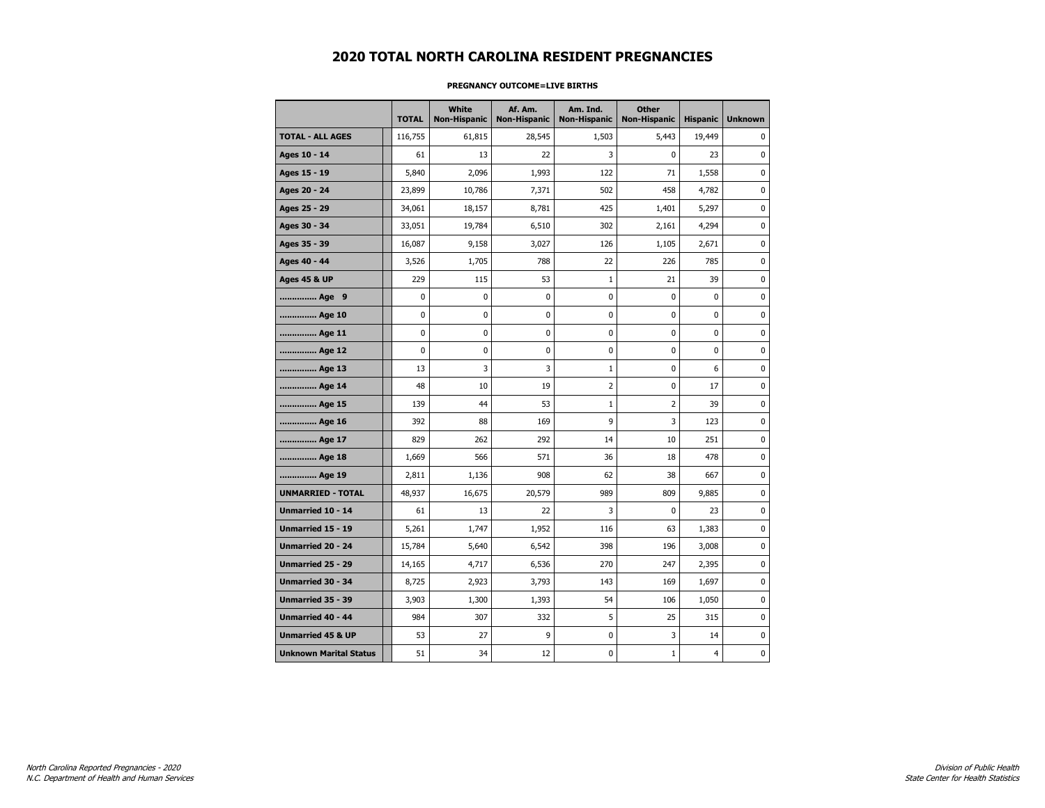# 2020 TOTAL NORTH CAROLINA RESIDENT PREGNANCIES

**PREGNANCY OUTCOME=LIVE BIRTHS**

| | TOTAL | White Non-Hispanic | Af. Am. Non-Hispanic | Am. Ind. Non-Hispanic | Other Non-Hispanic | Hispanic | Unknown |
|---|---|---|---|---|---|---|---|
| **TOTAL - ALL AGES** | 116,755 | 61,815 | 28,545 | 1,503 | 5,443 | 19,449 | 0 |
| **Ages 10 - 14** | 61 | 13 | 22 | 3 | 0 | 23 | 0 |
| **Ages 15 - 19** | 5,840 | 2,096 | 1,993 | 122 | 71 | 1,558 | 0 |
| **Ages 20 - 24** | 23,899 | 10,786 | 7,371 | 502 | 458 | 4,782 | 0 |
| **Ages 25 - 29** | 34,061 | 18,157 | 8,781 | 425 | 1,401 | 5,297 | 0 |
| **Ages 30 - 34** | 33,051 | 19,784 | 6,510 | 302 | 2,161 | 4,294 | 0 |
| **Ages 35 - 39** | 16,087 | 9,158 | 3,027 | 126 | 1,105 | 2,671 | 0 |
| **Ages 40 - 44** | 3,526 | 1,705 | 788 | 22 | 226 | 785 | 0 |
| **Ages 45 & UP** | 229 | 115 | 53 | 1 | 21 | 39 | 0 |
| **.............. Age 9** | 0 | 0 | 0 | 0 | 0 | 0 | 0 |
| **.............. Age 10** | 0 | 0 | 0 | 0 | 0 | 0 | 0 |
| **.............. Age 11** | 0 | 0 | 0 | 0 | 0 | 0 | 0 |
| **.............. Age 12** | 0 | 0 | 0 | 0 | 0 | 0 | 0 |
| **.............. Age 13** | 13 | 3 | 3 | 1 | 0 | 6 | 0 |
| **.............. Age 14** | 48 | 10 | 19 | 2 | 0 | 17 | 0 |
| **.............. Age 15** | 139 | 44 | 53 | 1 | 2 | 39 | 0 |
| **.............. Age 16** | 392 | 88 | 169 | 9 | 3 | 123 | 0 |
| **.............. Age 17** | 829 | 262 | 292 | 14 | 10 | 251 | 0 |
| **.............. Age 18** | 1,669 | 566 | 571 | 36 | 18 | 478 | 0 |
| **.............. Age 19** | 2,811 | 1,136 | 908 | 62 | 38 | 667 | 0 |
| **UNMARRIED - TOTAL** | 48,937 | 16,675 | 20,579 | 989 | 809 | 9,885 | 0 |
| **Unmarried 10 - 14** | 61 | 13 | 22 | 3 | 0 | 23 | 0 |
| **Unmarried 15 - 19** | 5,261 | 1,747 | 1,952 | 116 | 63 | 1,383 | 0 |
| **Unmarried 20 - 24** | 15,784 | 5,640 | 6,542 | 398 | 196 | 3,008 | 0 |
| **Unmarried 25 - 29** | 14,165 | 4,717 | 6,536 | 270 | 247 | 2,395 | 0 |
| **Unmarried 30 - 34** | 8,725 | 2,923 | 3,793 | 143 | 169 | 1,697 | 0 |
| **Unmarried 35 - 39** | 3,903 | 1,300 | 1,393 | 54 | 106 | 1,050 | 0 |
| **Unmarried 40 - 44** | 984 | 307 | 332 | 5 | 25 | 315 | 0 |
| **Unmarried 45 & UP** | 53 | 27 | 9 | 0 | 3 | 14 | 0 |
| **Unknown Marital Status** | 51 | 34 | 12 | 0 | 1 | 4 | 0 |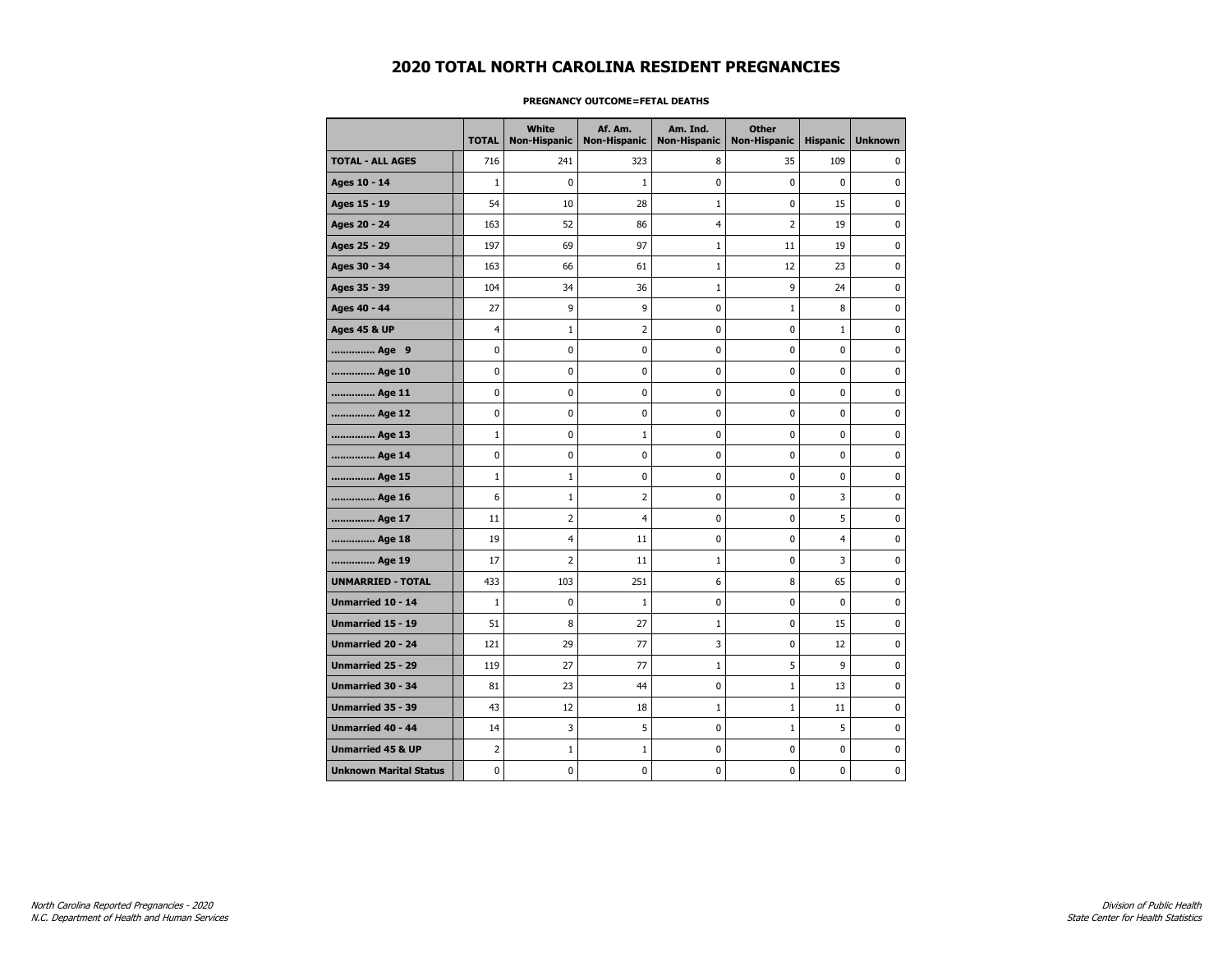# 2020 TOTAL NORTH CAROLINA RESIDENT PREGNANCIES

**PREGNANCY OUTCOME=FETAL DEATHS**

| | TOTAL | White Non-Hispanic | Af. Am. Non-Hispanic | Am. Ind. Non-Hispanic | Other Non-Hispanic | Hispanic | Unknown |
|---|---|---|---|---|---|---|---|
| **TOTAL - ALL AGES** | 716 | 241 | 323 | 8 | 35 | 109 | 0 |
| **Ages 10 - 14** | 1 | 0 | 1 | 0 | 0 | 0 | 0 |
| **Ages 15 - 19** | 54 | 10 | 28 | 1 | 0 | 15 | 0 |
| **Ages 20 - 24** | 163 | 52 | 86 | 4 | 2 | 19 | 0 |
| **Ages 25 - 29** | 197 | 69 | 97 | 1 | 11 | 19 | 0 |
| **Ages 30 - 34** | 163 | 66 | 61 | 1 | 12 | 23 | 0 |
| **Ages 35 - 39** | 104 | 34 | 36 | 1 | 9 | 24 | 0 |
| **Ages 40 - 44** | 27 | 9 | 9 | 0 | 1 | 8 | 0 |
| **Ages 45 & UP** | 4 | 1 | 2 | 0 | 0 | 1 | 0 |
| **.............. Age 9** | 0 | 0 | 0 | 0 | 0 | 0 | 0 |
| **.............. Age 10** | 0 | 0 | 0 | 0 | 0 | 0 | 0 |
| **.............. Age 11** | 0 | 0 | 0 | 0 | 0 | 0 | 0 |
| **.............. Age 12** | 0 | 0 | 0 | 0 | 0 | 0 | 0 |
| **.............. Age 13** | 1 | 0 | 1 | 0 | 0 | 0 | 0 |
| **.............. Age 14** | 0 | 0 | 0 | 0 | 0 | 0 | 0 |
| **.............. Age 15** | 1 | 1 | 0 | 0 | 0 | 0 | 0 |
| **.............. Age 16** | 6 | 1 | 2 | 0 | 0 | 3 | 0 |
| **.............. Age 17** | 11 | 2 | 4 | 0 | 0 | 5 | 0 |
| **.............. Age 18** | 19 | 4 | 11 | 0 | 0 | 4 | 0 |
| **.............. Age 19** | 17 | 2 | 11 | 1 | 0 | 3 | 0 |
| **UNMARRIED - TOTAL** | 433 | 103 | 251 | 6 | 8 | 65 | 0 |
| **Unmarried 10 - 14** | 1 | 0 | 1 | 0 | 0 | 0 | 0 |
| **Unmarried 15 - 19** | 51 | 8 | 27 | 1 | 0 | 15 | 0 |
| **Unmarried 20 - 24** | 121 | 29 | 77 | 3 | 0 | 12 | 0 |
| **Unmarried 25 - 29** | 119 | 27 | 77 | 1 | 5 | 9 | 0 |
| **Unmarried 30 - 34** | 81 | 23 | 44 | 0 | 1 | 13 | 0 |
| **Unmarried 35 - 39** | 43 | 12 | 18 | 1 | 1 | 11 | 0 |
| **Unmarried 40 - 44** | 14 | 3 | 5 | 0 | 1 | 5 | 0 |
| **Unmarried 45 & UP** | 2 | 1 | 1 | 0 | 0 | 0 | 0 |
| **Unknown Marital Status** | 0 | 0 | 0 | 0 | 0 | 0 | 0 |

*North Carolina Reported Pregnancies - 2020*
*N.C. Department of Health and Human Services*

*Division of Public Health*
*State Center for Health Statistics*